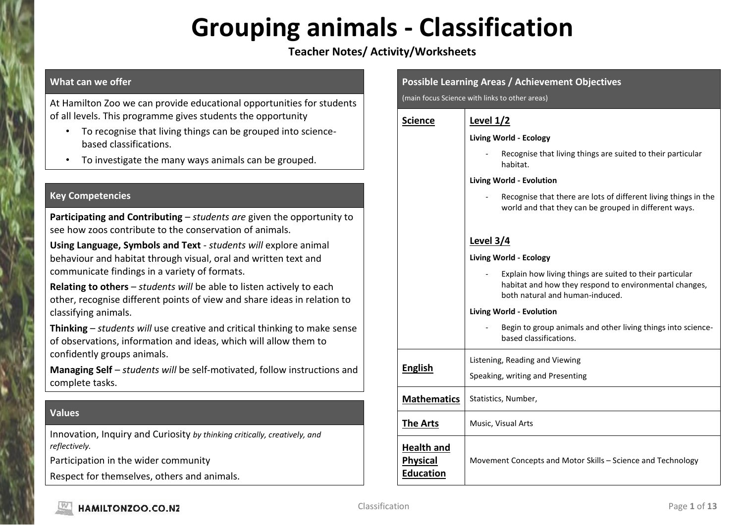# Grouping animals - Classification

**Teacher Notes/ Activity/Worksheets**

## What can we offer

At Hamilton Zoo we can provide educational opportunities for students of all levels. This programme gives students the opportunity

- To recognise that living things can be grouped into science-based classifications.
- To investigate the many ways animals can be grouped.

## Key Competencies

**Participating and Contributing** – *students are* given the opportunity to see how zoos contribute to the conservation of animals.

**Using Language, Symbols and Text** - *students will* explore animal behaviour and habitat through visual, oral and written text and communicate findings in a variety of formats.

**Relating to others** – *students will* be able to listen actively to each other, recognise different points of view and share ideas in relation to classifying animals.

**Thinking** – *students will* use creative and critical thinking to make sense of observations, information and ideas, which will allow them to confidently groups animals.

**Managing Self** – *students will* be self-motivated, follow instructions and complete tasks.

## Values

Innovation, Inquiry and Curiosity *by thinking critically, creatively, and reflectively.*

Participation in the wider community

Respect for themselves, others and animals.

## Possible Learning Areas / Achievement Objectives

(main focus Science with links to other areas)

| Learning Area | Achievement Objectives |
|---|---|
| **Science** | **Level 1/2**<br>**Living World - Ecology**<br>- Recognise that living things are suited to their particular habitat.<br>**Living World - Evolution**<br>- Recognise that there are lots of different living things in the world and that they can be grouped in different ways.<br><br>**Level 3/4**<br>**Living World - Ecology**<br>- Explain how living things are suited to their particular habitat and how they respond to environmental changes, both natural and human-induced.<br>**Living World - Evolution**<br>- Begin to group animals and other living things into science-based classifications. |
| **English** | Listening, Reading and Viewing<br>Speaking, writing and Presenting |
| **Mathematics** | Statistics, Number, |
| **The Arts** | Music, Visual Arts |
| **Health and Physical Education** | Movement Concepts and Motor Skills – Science and Technology |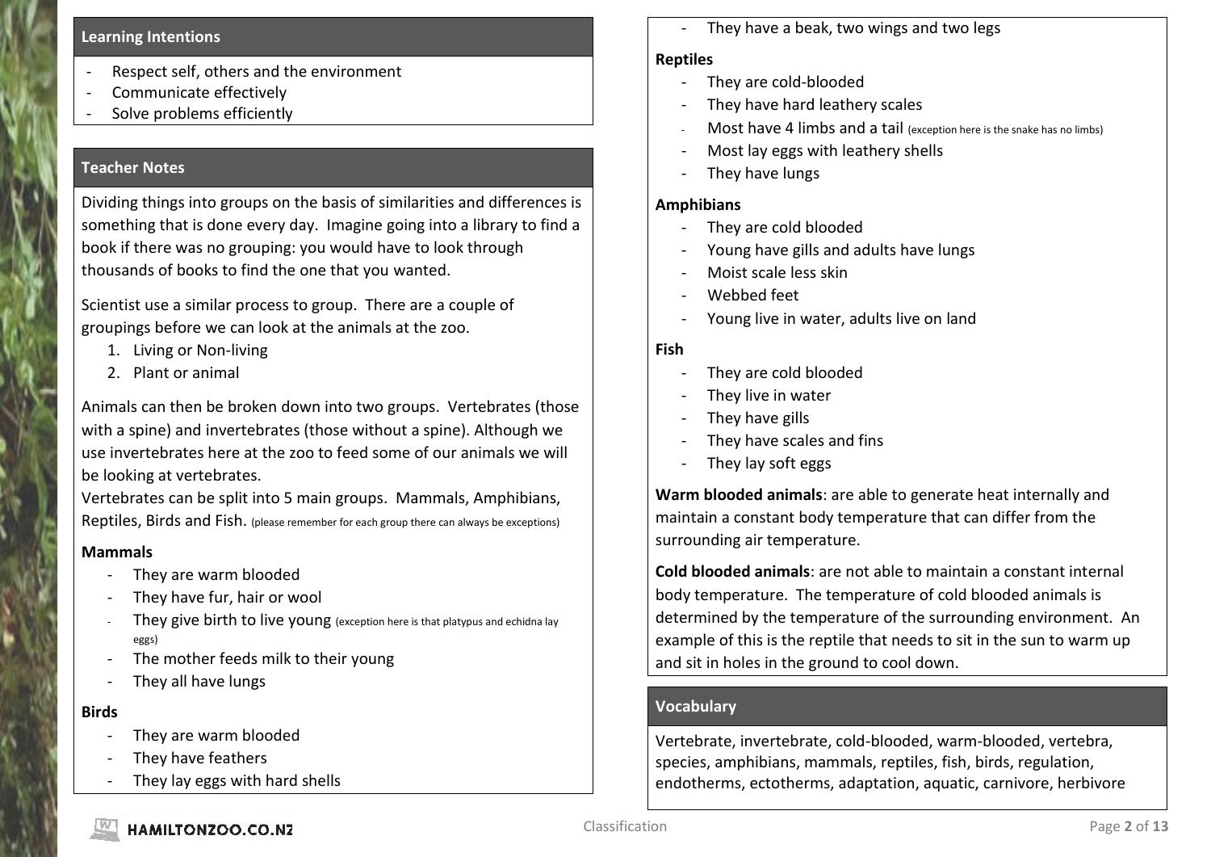## Learning Intentions

- Respect self, others and the environment
- Communicate effectively
- Solve problems efficiently

## Teacher Notes

Dividing things into groups on the basis of similarities and differences is something that is done every day. Imagine going into a library to find a book if there was no grouping: you would have to look through thousands of books to find the one that you wanted.

Scientist use a similar process to group. There are a couple of groupings before we can look at the animals at the zoo.

1. Living or Non-living
2. Plant or animal

Animals can then be broken down into two groups. Vertebrates (those with a spine) and invertebrates (those without a spine). Although we use invertebrates here at the zoo to feed some of our animals we will be looking at vertebrates.

Vertebrates can be split into 5 main groups. Mammals, Amphibians, Reptiles, Birds and Fish. (please remember for each group there can always be exceptions)

**Mammals**

- They are warm blooded
- They have fur, hair or wool
- They give birth to live young (exception here is that platypus and echidna lay eggs)
- The mother feeds milk to their young
- They all have lungs

**Birds**

- They are warm blooded
- They have feathers
- They lay eggs with hard shells
- They have a beak, two wings and two legs

**Reptiles**

- They are cold-blooded
- They have hard leathery scales
- Most have 4 limbs and a tail (exception here is the snake has no limbs)
- Most lay eggs with leathery shells
- They have lungs

**Amphibians**

- They are cold blooded
- Young have gills and adults have lungs
- Moist scale less skin
- Webbed feet
- Young live in water, adults live on land

**Fish**

- They are cold blooded
- They live in water
- They have gills
- They have scales and fins
- They lay soft eggs

**Warm blooded animals**: are able to generate heat internally and maintain a constant body temperature that can differ from the surrounding air temperature.

**Cold blooded animals**: are not able to maintain a constant internal body temperature. The temperature of cold blooded animals is determined by the temperature of the surrounding environment. An example of this is the reptile that needs to sit in the sun to warm up and sit in holes in the ground to cool down.

## Vocabulary

Vertebrate, invertebrate, cold-blooded, warm-blooded, vertebra, species, amphibians, mammals, reptiles, fish, birds, regulation, endotherms, ectotherms, adaptation, aquatic, carnivore, herbivore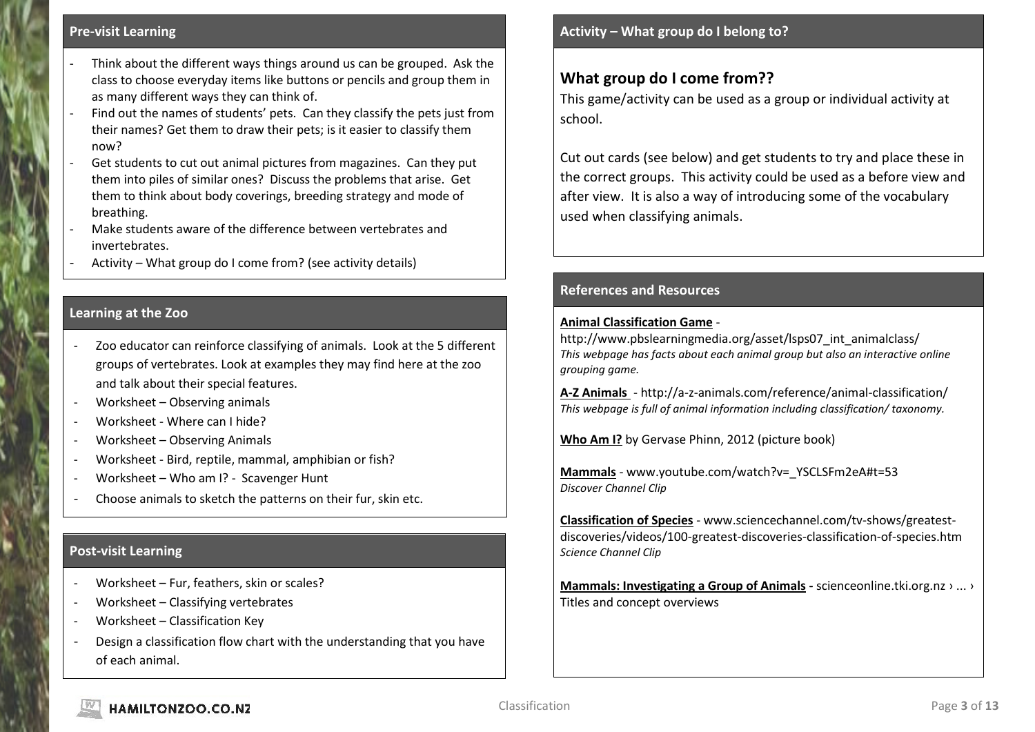## Pre-visit Learning

- Think about the different ways things around us can be grouped. Ask the class to choose everyday items like buttons or pencils and group them in as many different ways they can think of.
- Find out the names of students' pets. Can they classify the pets just from their names? Get them to draw their pets; is it easier to classify them now?
- Get students to cut out animal pictures from magazines. Can they put them into piles of similar ones? Discuss the problems that arise. Get them to think about body coverings, breeding strategy and mode of breathing.
- Make students aware of the difference between vertebrates and invertebrates.
- Activity – What group do I come from? (see activity details)

## Learning at the Zoo

- Zoo educator can reinforce classifying of animals. Look at the 5 different groups of vertebrates. Look at examples they may find here at the zoo and talk about their special features.
- Worksheet – Observing animals
- Worksheet - Where can I hide?
- Worksheet – Observing Animals
- Worksheet - Bird, reptile, mammal, amphibian or fish?
- Worksheet – Who am I? - Scavenger Hunt
- Choose animals to sketch the patterns on their fur, skin etc.

## Post-visit Learning

- Worksheet – Fur, feathers, skin or scales?
- Worksheet – Classifying vertebrates
- Worksheet – Classification Key
- Design a classification flow chart with the understanding that you have of each animal.

## Activity – What group do I belong to?

### What group do I come from??

This game/activity can be used as a group or individual activity at school.

Cut out cards (see below) and get students to try and place these in the correct groups. This activity could be used as a before view and after view. It is also a way of introducing some of the vocabulary used when classifying animals.

## References and Resources

**Animal Classification Game** - http://www.pbslearningmedia.org/asset/lsps07_int_animalclass/
*This webpage has facts about each animal group but also an interactive online grouping game.*

**A-Z Animals** - http://a-z-animals.com/reference/animal-classification/
*This webpage is full of animal information including classification/ taxonomy.*

**Who Am I?** by Gervase Phinn, 2012 (picture book)

**Mammals** - www.youtube.com/watch?v=_YSCLSFm2eA#t=53
*Discover Channel Clip*

**Classification of Species** - www.sciencechannel.com/tv-shows/greatest-discoveries/videos/100-greatest-discoveries-classification-of-species.htm
*Science Channel Clip*

**Mammals: Investigating a Group of Animals -** scienceonline.tki.org.nz › ... › Titles and concept overviews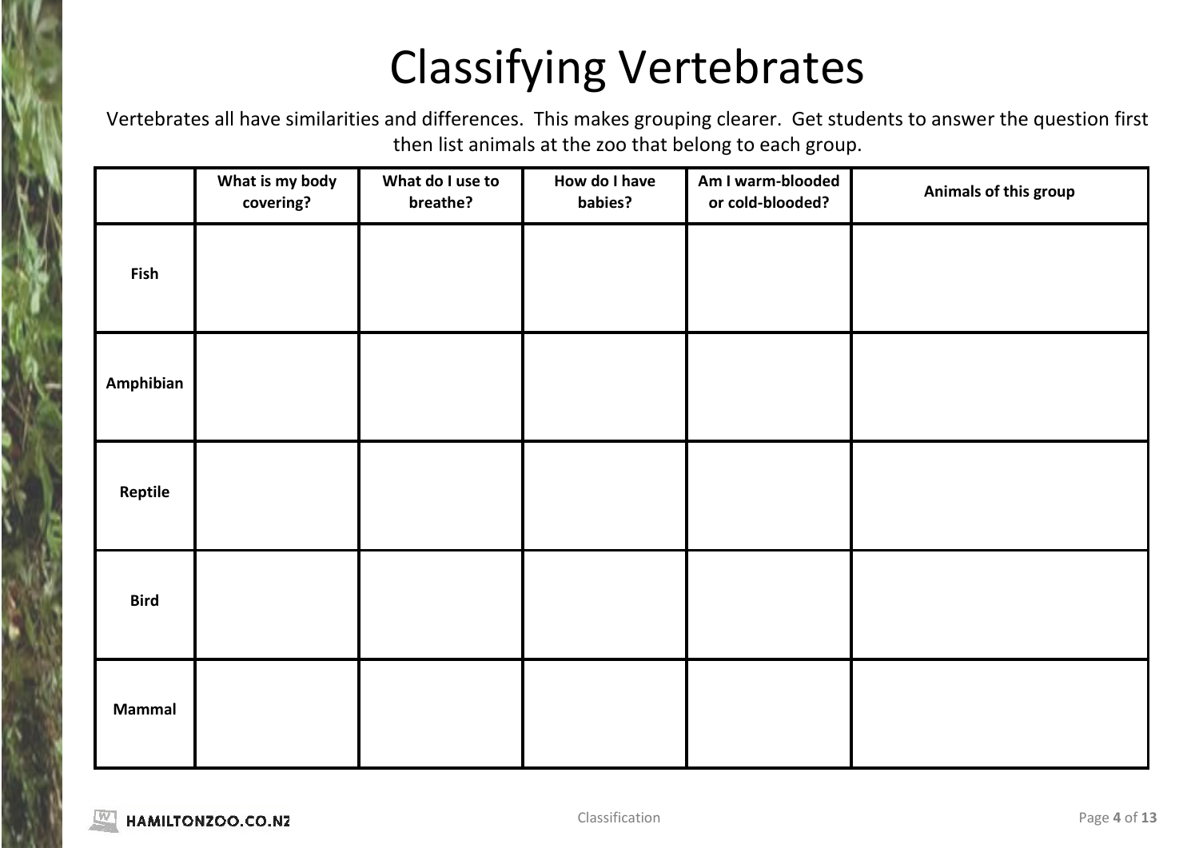# Classifying Vertebrates

Vertebrates all have similarities and differences. This makes grouping clearer. Get students to answer the question first then list animals at the zoo that belong to each group.

| | What is my body covering? | What do I use to breathe? | How do I have babies? | Am I warm-blooded or cold-blooded? | Animals of this group |
|---|---|---|---|---|---|
| **Fish** | | | | | |
| **Amphibian** | | | | | |
| **Reptile** | | | | | |
| **Bird** | | | | | |
| **Mammal** | | | | | |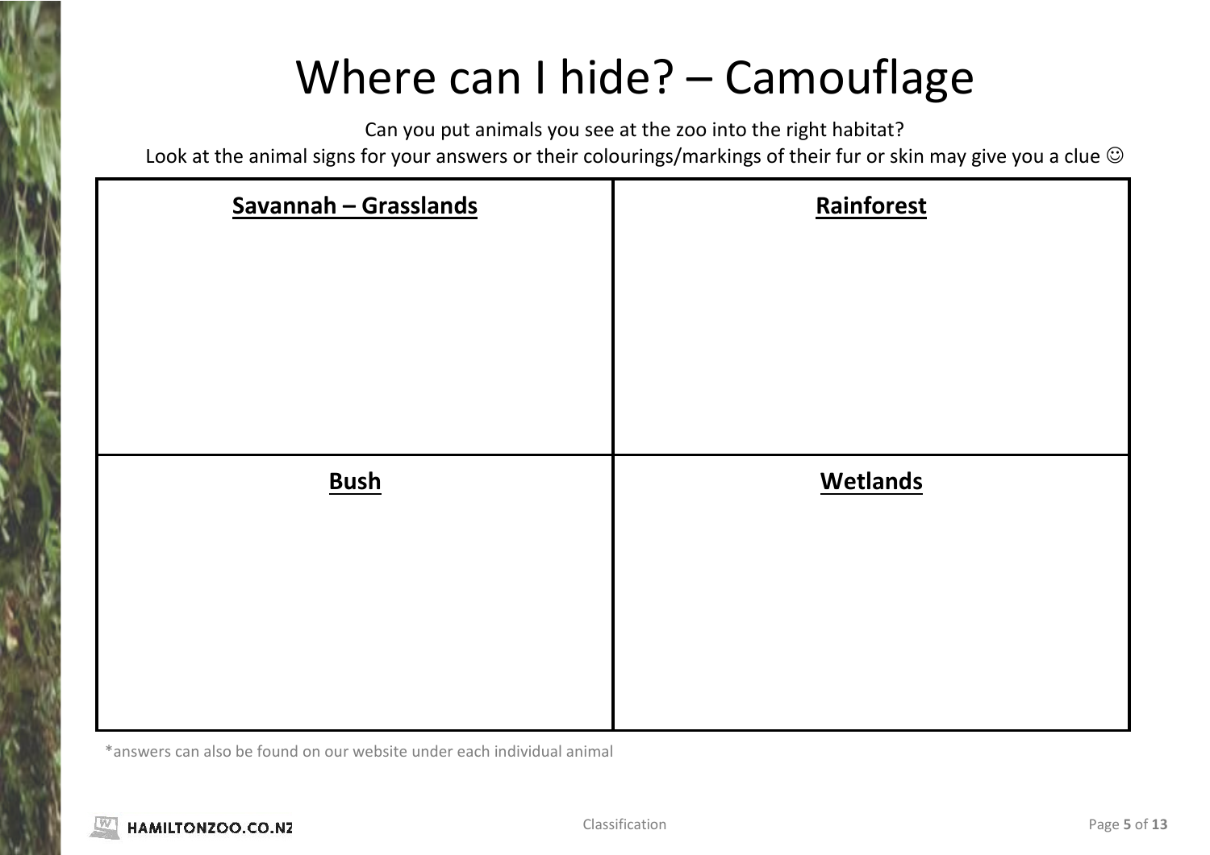# Where can I hide? – Camouflage

Can you put animals you see at the zoo into the right habitat?

Look at the animal signs for your answers or their colourings/markings of their fur or skin may give you a clue ☺

| <u>**Savannah – Grasslands**</u> | <u>**Rainforest**</u> |
| --- | --- |
| | |
| <u>**Bush**</u> | <u>**Wetlands**</u> |
| | |

*answers can also be found on our website under each individual animal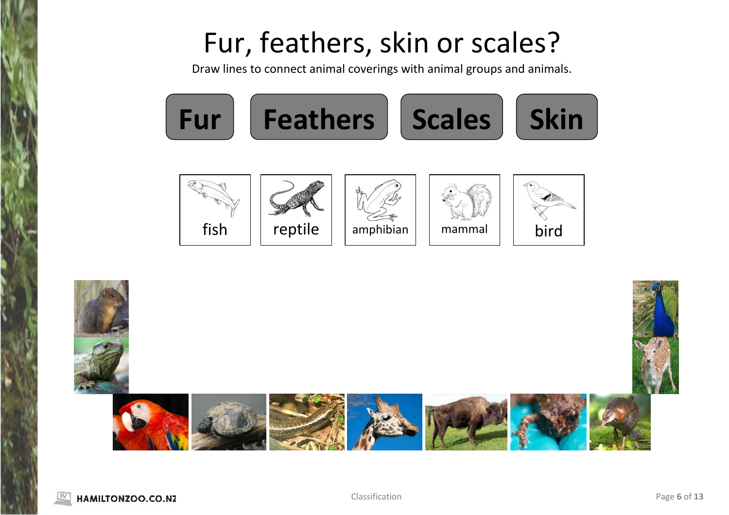# Fur, feathers, skin or scales?

Draw lines to connect animal coverings with animal groups and animals.

**Fur** **Feathers** **Scales** **Skin**

fish reptile amphibian mammal bird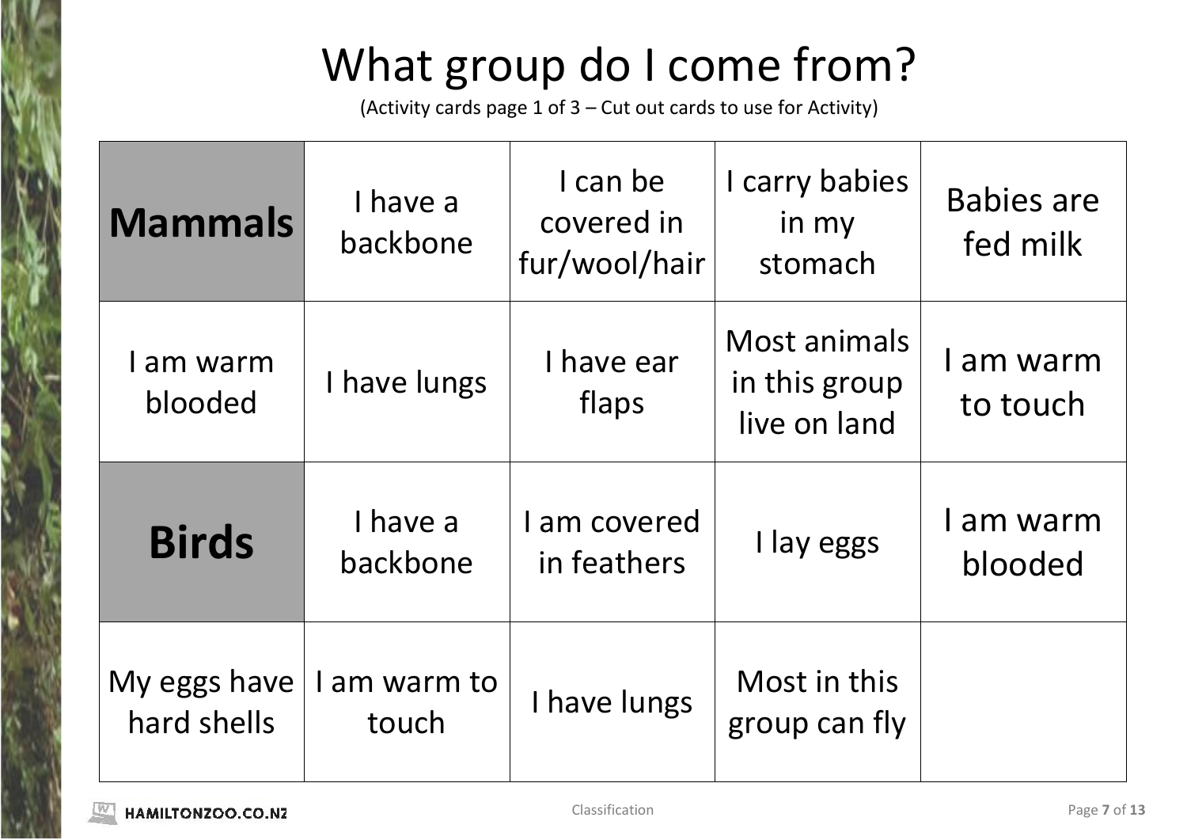# What group do I come from?

(Activity cards page 1 of 3 – Cut out cards to use for Activity)

| **Mammals** | I have a backbone | I can be covered in fur/wool/hair | I carry babies in my stomach | Babies are fed milk |
|---|---|---|---|---|
| I am warm blooded | I have lungs | I have ear flaps | Most animals in this group live on land | I am warm to touch |
| **Birds** | I have a backbone | I am covered in feathers | I lay eggs | I am warm blooded |
| My eggs have hard shells | I am warm to touch | I have lungs | Most in this group can fly | |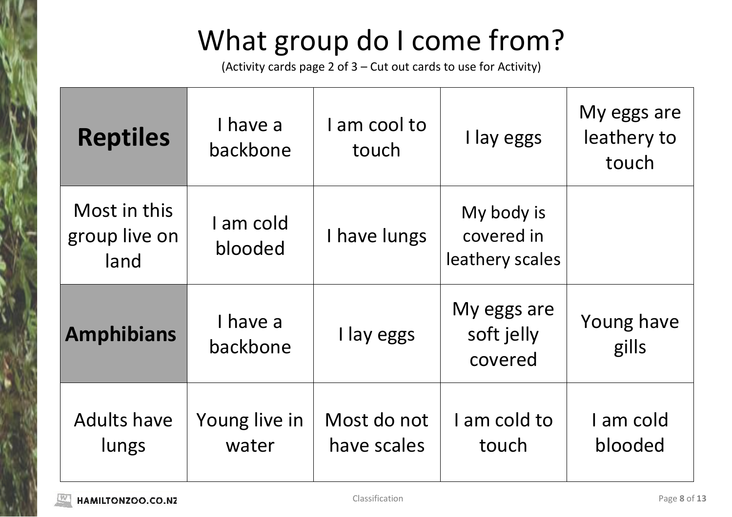# What group do I come from?

(Activity cards page 2 of 3 – Cut out cards to use for Activity)

| **Reptiles** | I have a backbone | I am cool to touch | I lay eggs | My eggs are leathery to touch |
|---|---|---|---|---|
| Most in this group live on land | I am cold blooded | I have lungs | My body is covered in leathery scales | |
| **Amphibians** | I have a backbone | I lay eggs | My eggs are soft jelly covered | Young have gills |
| Adults have lungs | Young live in water | Most do not have scales | I am cold to touch | I am cold blooded |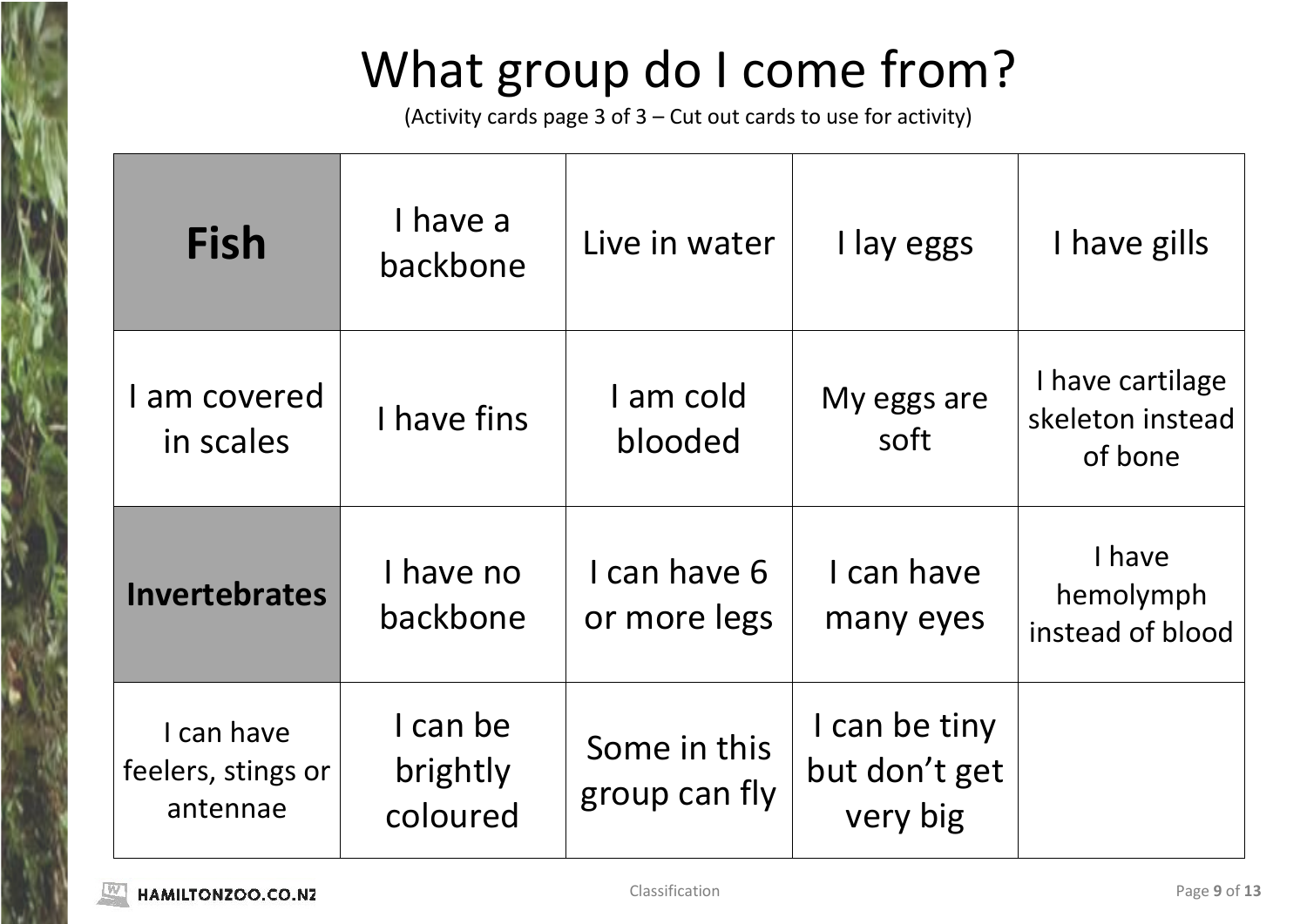# What group do I come from?

(Activity cards page 3 of 3 – Cut out cards to use for activity)

| | | | | |
|---|---|---|---|---|
| **Fish** | I have a backbone | Live in water | I lay eggs | I have gills |
| I am covered in scales | I have fins | I am cold blooded | My eggs are soft | I have cartilage skeleton instead of bone |
| **Invertebrates** | I have no backbone | I can have 6 or more legs | I can have many eyes | I have hemolymph instead of blood |
| I can have feelers, stings or antennae | I can be brightly coloured | Some in this group can fly | I can be tiny but don't get very big | |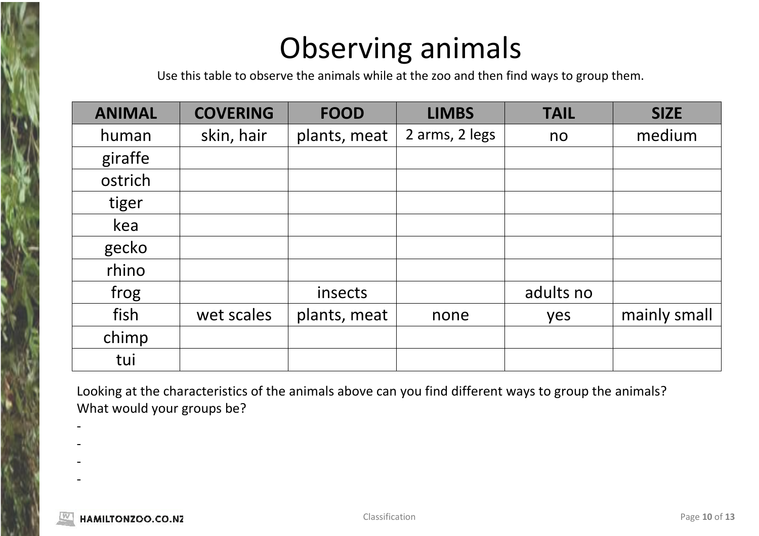# Observing animals

Use this table to observe the animals while at the zoo and then find ways to group them.

| ANIMAL | COVERING | FOOD | LIMBS | TAIL | SIZE |
|---|---|---|---|---|---|
| human | skin, hair | plants, meat | 2 arms, 2 legs | no | medium |
| giraffe | | | | | |
| ostrich | | | | | |
| tiger | | | | | |
| kea | | | | | |
| gecko | | | | | |
| rhino | | | | | |
| frog | | insects | | adults no | |
| fish | wet scales | plants, meat | none | yes | mainly small |
| chimp | | | | | |
| tui | | | | | |

Looking at the characteristics of the animals above can you find different ways to group the animals? What would your groups be?

-
-
-
-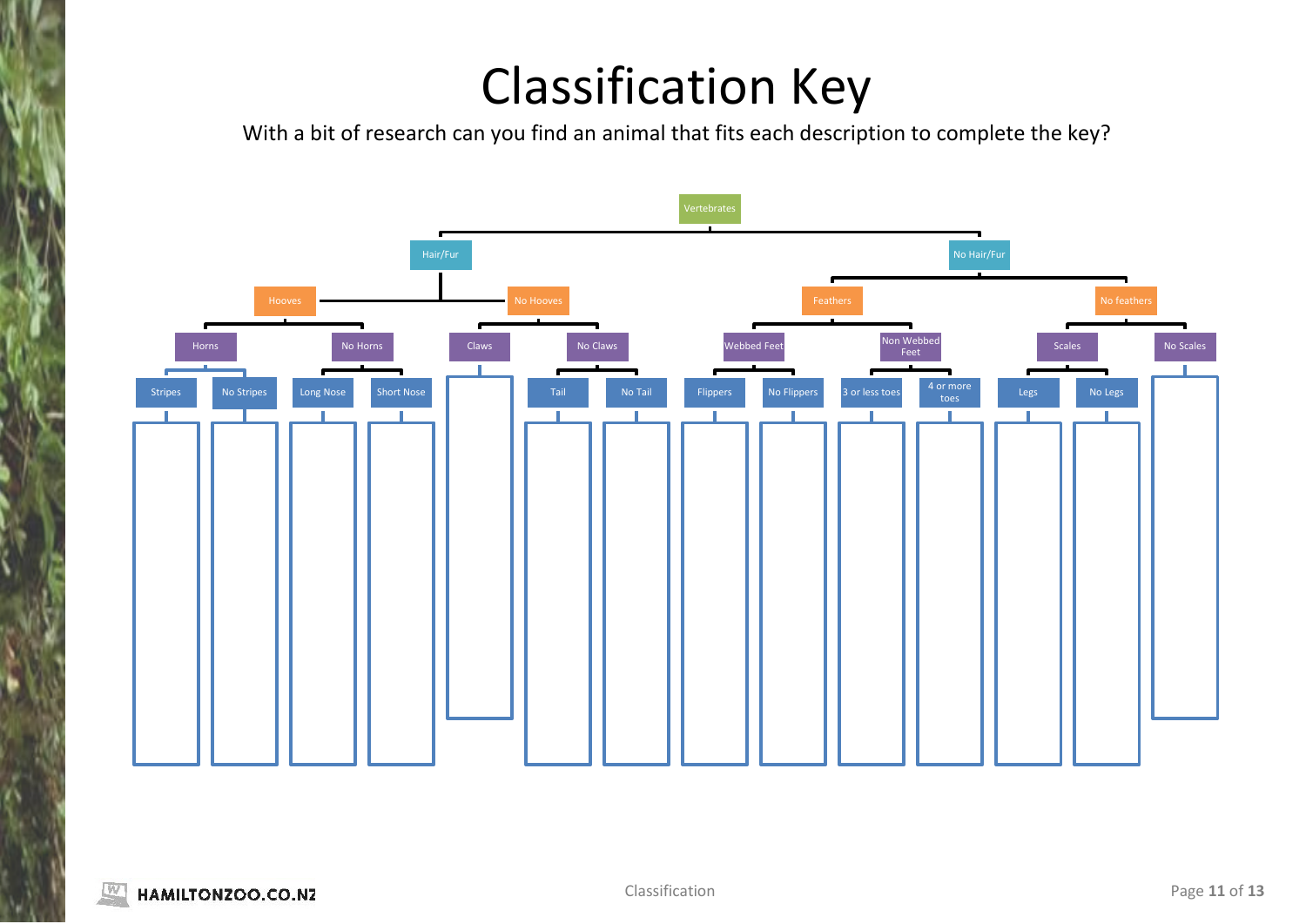# Classification Key

With a bit of research can you find an animal that fits each description to complete the key?

- Vertebrates
  - Hair/Fur
    - Hooves
      - Horns
        - Stripes
        - No Stripes
      - No Horns
        - Long Nose
        - Short Nose
    - No Hooves
      - Claws
      - No Claws
        - Tail
        - No Tail
  - No Hair/Fur
    - Feathers
      - Webbed Feet
        - Flippers
        - No Flippers
      - Non Webbed Feet
        - 3 or less toes
        - 4 or more toes
    - No feathers
      - Scales
        - Legs
        - No Legs
      - No Scales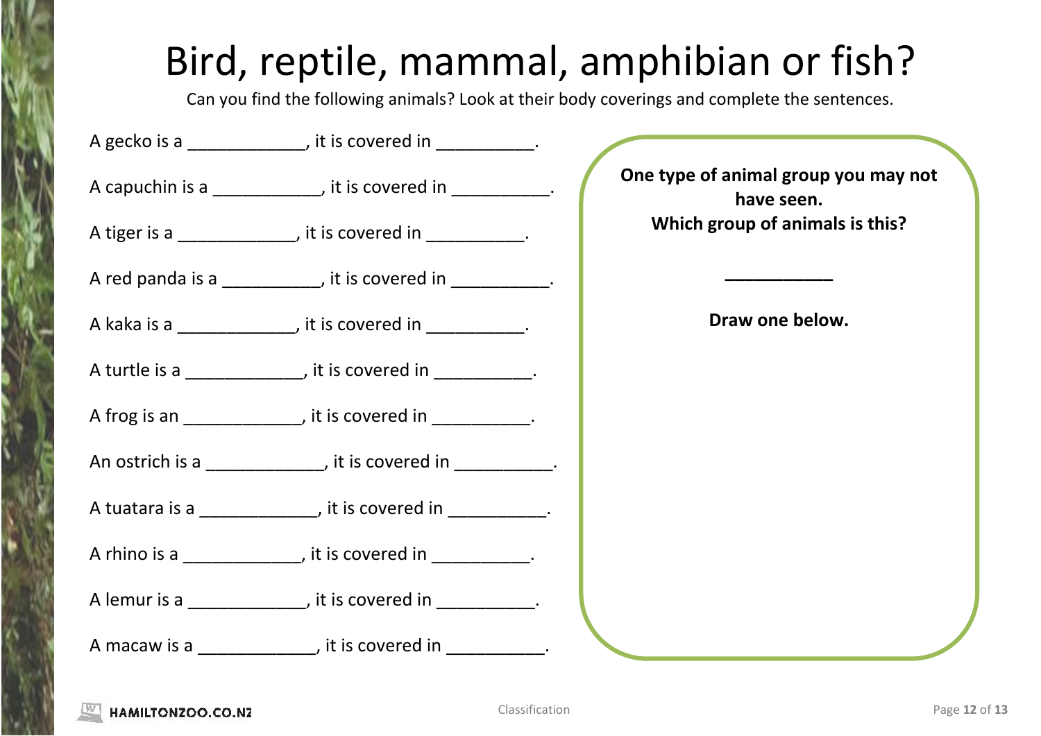# Bird, reptile, mammal, amphibian or fish?

Can you find the following animals? Look at their body coverings and complete the sentences.

A gecko is a ____________, it is covered in __________.

A capuchin is a ___________, it is covered in __________.

A tiger is a ____________, it is covered in __________.

A red panda is a __________, it is covered in __________.

A kaka is a ____________, it is covered in __________.

A turtle is a ____________, it is covered in __________.

A frog is an ____________, it is covered in __________.

An ostrich is a ____________, it is covered in __________.

A tuatara is a ____________, it is covered in __________.

A rhino is a ____________, it is covered in __________.

A lemur is a ____________, it is covered in __________.

A macaw is a ____________, it is covered in __________.

**One type of animal group you may not have seen.**
**Which group of animals is this?**

**___________**

**Draw one below.**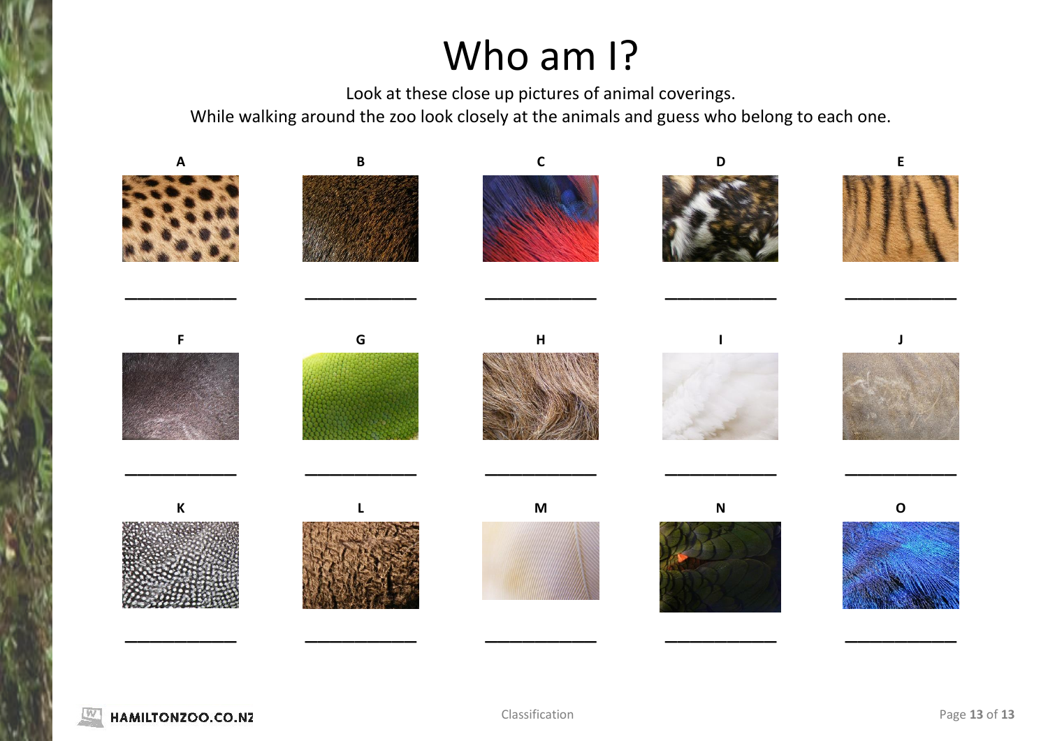# Who am I?

Look at these close up pictures of animal coverings.

While walking around the zoo look closely at the animals and guess who belong to each one.

**A**

______________

**B**

______________

**C**

______________

**D**

______________

**E**

______________

**F**

______________

**G**

______________

**H**

______________

**I**

______________

**J**

______________

**K**

______________

**L**

______________

**M**

______________

**N**

______________

**O**

______________